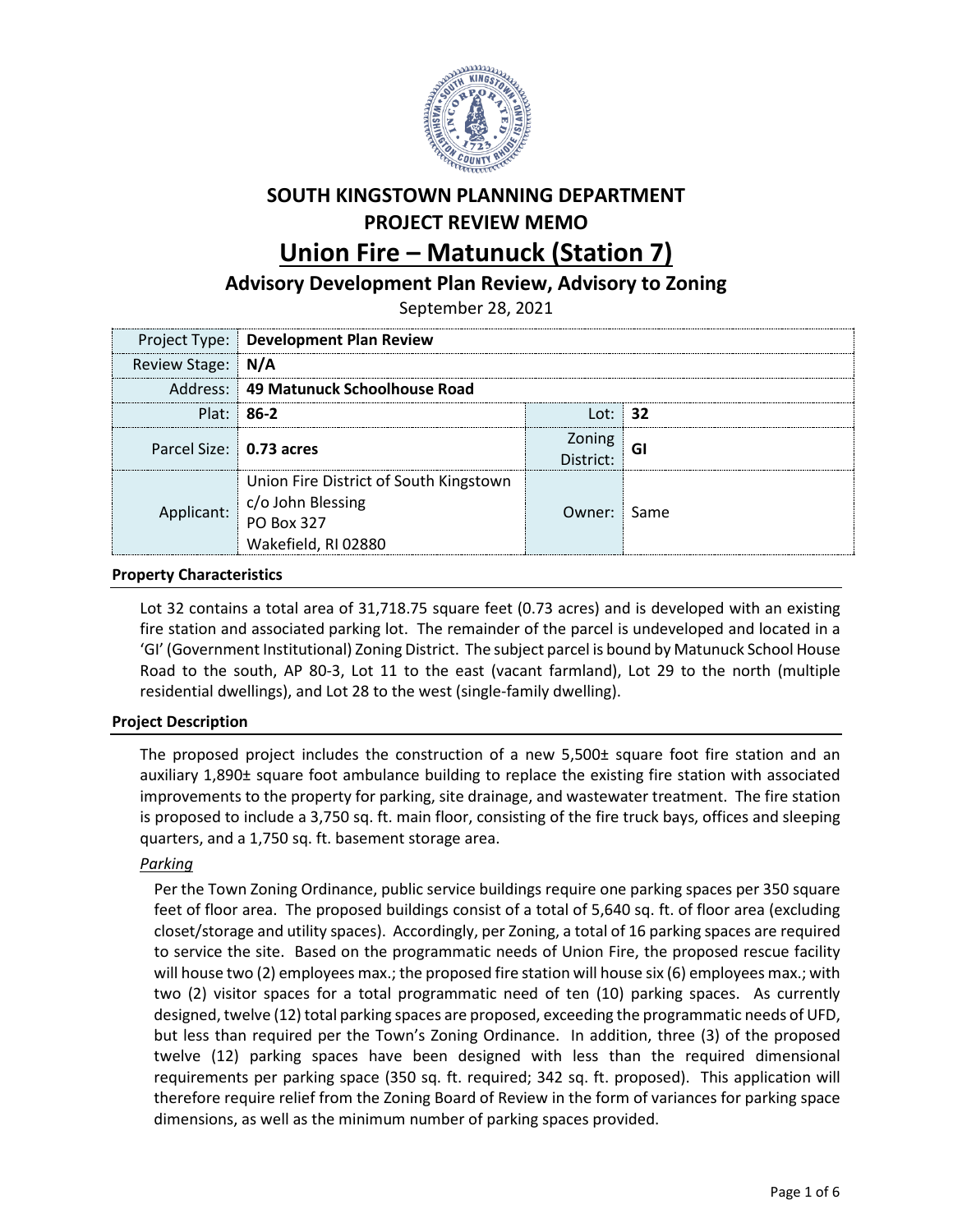# SOUTH KINGSTOWN PLANNING DEPARTMENT
# PROJECT REVIEW MEMO

# Union Fire – Matunuck (Station 7)

## Advisory Development Plan Review, Advisory to Zoning

September 28, 2021

| Project Type: | **Development Plan Review** | | |
|---|---|---|---|
| Review Stage: | **N/A** | | |
| Address: | **49 Matunuck Schoolhouse Road** | | |
| Plat: | **86-2** | Lot: | **32** |
| Parcel Size: | **0.73 acres** | Zoning District: | **GI** |
| Applicant: | Union Fire District of South Kingstown<br>c/o John Blessing<br>PO Box 327<br>Wakefield, RI 02880 | Owner: | Same |

### Property Characteristics

Lot 32 contains a total area of 31,718.75 square feet (0.73 acres) and is developed with an existing fire station and associated parking lot. The remainder of the parcel is undeveloped and located in a 'GI' (Government Institutional) Zoning District. The subject parcel is bound by Matunuck School House Road to the south, AP 80-3, Lot 11 to the east (vacant farmland), Lot 29 to the north (multiple residential dwellings), and Lot 28 to the west (single-family dwelling).

### Project Description

The proposed project includes the construction of a new 5,500± square foot fire station and an auxiliary 1,890± square foot ambulance building to replace the existing fire station with associated improvements to the property for parking, site drainage, and wastewater treatment. The fire station is proposed to include a 3,750 sq. ft. main floor, consisting of the fire truck bays, offices and sleeping quarters, and a 1,750 sq. ft. basement storage area.

*Parking*

Per the Town Zoning Ordinance, public service buildings require one parking spaces per 350 square feet of floor area. The proposed buildings consist of a total of 5,640 sq. ft. of floor area (excluding closet/storage and utility spaces). Accordingly, per Zoning, a total of 16 parking spaces are required to service the site. Based on the programmatic needs of Union Fire, the proposed rescue facility will house two (2) employees max.; the proposed fire station will house six (6) employees max.; with two (2) visitor spaces for a total programmatic need of ten (10) parking spaces. As currently designed, twelve (12) total parking spaces are proposed, exceeding the programmatic needs of UFD, but less than required per the Town's Zoning Ordinance. In addition, three (3) of the proposed twelve (12) parking spaces have been designed with less than the required dimensional requirements per parking space (350 sq. ft. required; 342 sq. ft. proposed). This application will therefore require relief from the Zoning Board of Review in the form of variances for parking space dimensions, as well as the minimum number of parking spaces provided.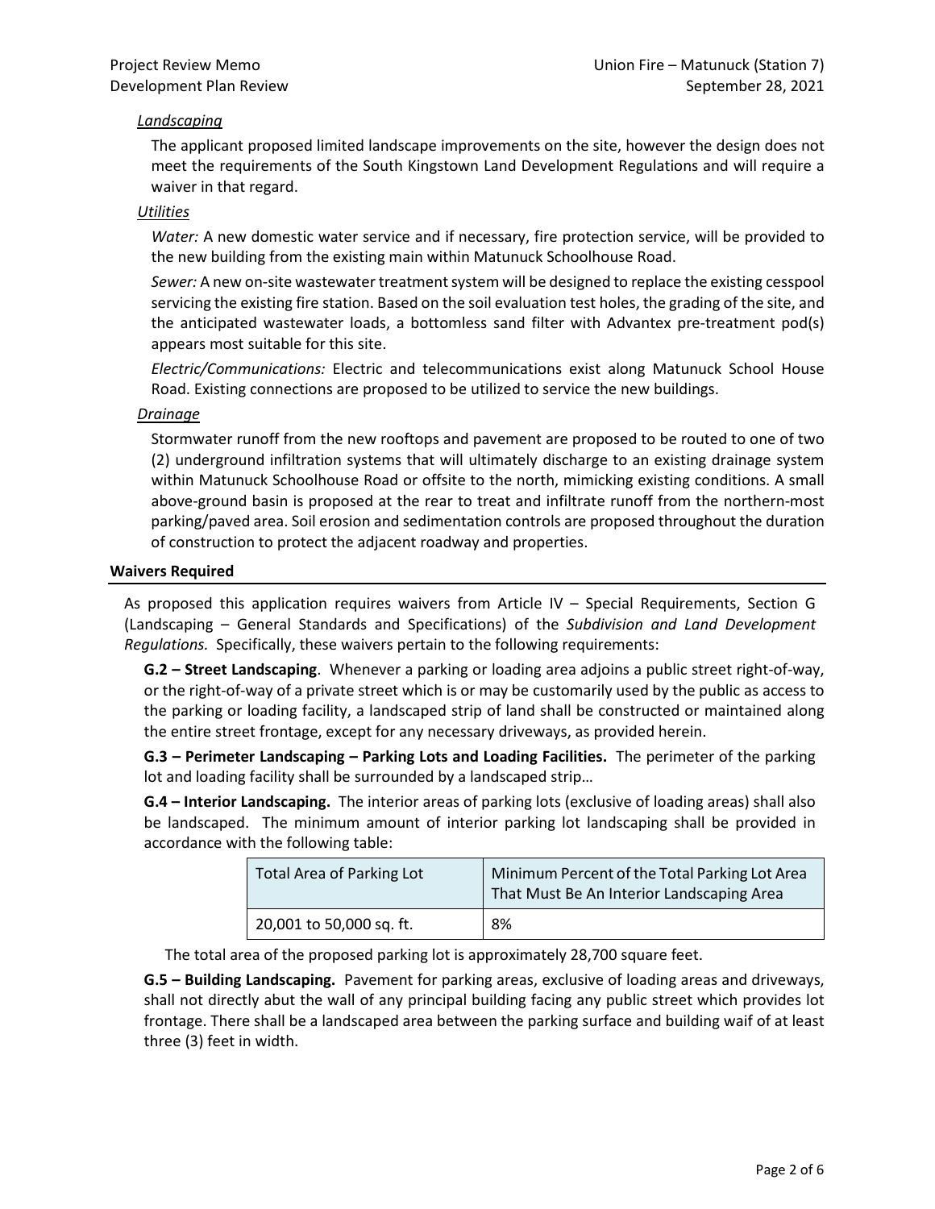*Landscaping*

The applicant proposed limited landscape improvements on the site, however the design does not meet the requirements of the South Kingstown Land Development Regulations and will require a waiver in that regard.

*Utilities*

*Water:* A new domestic water service and if necessary, fire protection service, will be provided to the new building from the existing main within Matunuck Schoolhouse Road.

*Sewer:* A new on-site wastewater treatment system will be designed to replace the existing cesspool servicing the existing fire station. Based on the soil evaluation test holes, the grading of the site, and the anticipated wastewater loads, a bottomless sand filter with Advantex pre-treatment pod(s) appears most suitable for this site.

*Electric/Communications:* Electric and telecommunications exist along Matunuck School House Road. Existing connections are proposed to be utilized to service the new buildings.

*Drainage*

Stormwater runoff from the new rooftops and pavement are proposed to be routed to one of two (2) underground infiltration systems that will ultimately discharge to an existing drainage system within Matunuck Schoolhouse Road or offsite to the north, mimicking existing conditions. A small above-ground basin is proposed at the rear to treat and infiltrate runoff from the northern-most parking/paved area. Soil erosion and sedimentation controls are proposed throughout the duration of construction to protect the adjacent roadway and properties.

## Waivers Required

As proposed this application requires waivers from Article IV – Special Requirements, Section G (Landscaping – General Standards and Specifications) of the *Subdivision and Land Development Regulations.* Specifically, these waivers pertain to the following requirements:

**G.2 – Street Landscaping**. Whenever a parking or loading area adjoins a public street right-of-way, or the right-of-way of a private street which is or may be customarily used by the public as access to the parking or loading facility, a landscaped strip of land shall be constructed or maintained along the entire street frontage, except for any necessary driveways, as provided herein.

**G.3 – Perimeter Landscaping – Parking Lots and Loading Facilities.** The perimeter of the parking lot and loading facility shall be surrounded by a landscaped strip…

**G.4 – Interior Landscaping.** The interior areas of parking lots (exclusive of loading areas) shall also be landscaped. The minimum amount of interior parking lot landscaping shall be provided in accordance with the following table:

| Total Area of Parking Lot | Minimum Percent of the Total Parking Lot Area That Must Be An Interior Landscaping Area |
|---|---|
| 20,001 to 50,000 sq. ft. | 8% |

The total area of the proposed parking lot is approximately 28,700 square feet.

**G.5 – Building Landscaping.** Pavement for parking areas, exclusive of loading areas and driveways, shall not directly abut the wall of any principal building facing any public street which provides lot frontage. There shall be a landscaped area between the parking surface and building waif of at least three (3) feet in width.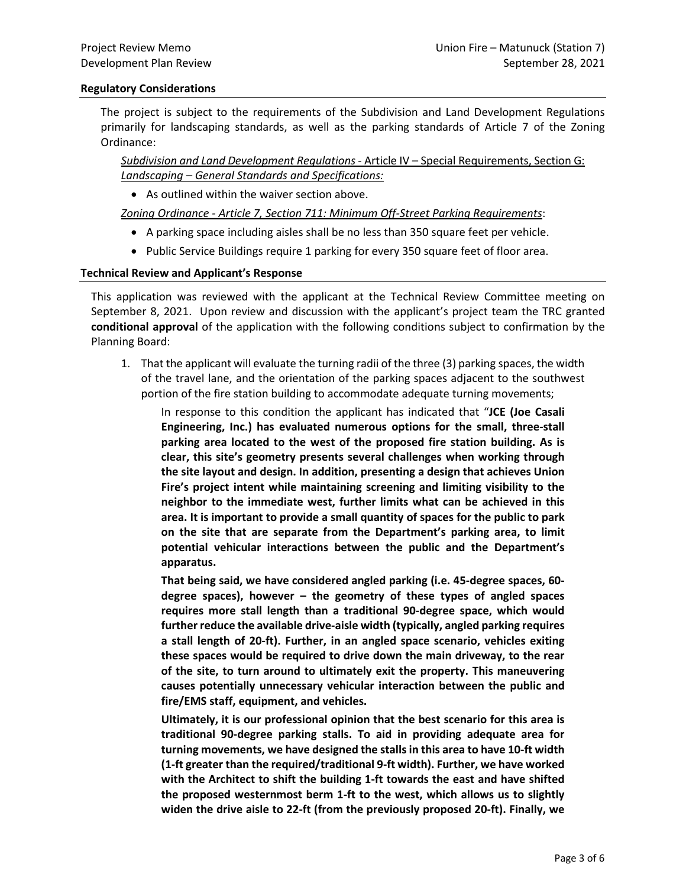### Regulatory Considerations

The project is subject to the requirements of the Subdivision and Land Development Regulations primarily for landscaping standards, as well as the parking standards of Article 7 of the Zoning Ordinance:

*Subdivision and Land Development Regulations* - Article IV – Special Requirements, Section G: *Landscaping – General Standards and Specifications:*

- As outlined within the waiver section above.

*Zoning Ordinance - Article 7, Section 711: Minimum Off-Street Parking Requirements*:

- A parking space including aisles shall be no less than 350 square feet per vehicle.
- Public Service Buildings require 1 parking for every 350 square feet of floor area.

### Technical Review and Applicant's Response

This application was reviewed with the applicant at the Technical Review Committee meeting on September 8, 2021. Upon review and discussion with the applicant's project team the TRC granted **conditional approval** of the application with the following conditions subject to confirmation by the Planning Board:

1. That the applicant will evaluate the turning radii of the three (3) parking spaces, the width of the travel lane, and the orientation of the parking spaces adjacent to the southwest portion of the fire station building to accommodate adequate turning movements;

   In response to this condition the applicant has indicated that "**JCE (Joe Casali Engineering, Inc.) has evaluated numerous options for the small, three-stall parking area located to the west of the proposed fire station building. As is clear, this site's geometry presents several challenges when working through the site layout and design. In addition, presenting a design that achieves Union Fire's project intent while maintaining screening and limiting visibility to the neighbor to the immediate west, further limits what can be achieved in this area. It is important to provide a small quantity of spaces for the public to park on the site that are separate from the Department's parking area, to limit potential vehicular interactions between the public and the Department's apparatus.**

   **That being said, we have considered angled parking (i.e. 45-degree spaces, 60-degree spaces), however – the geometry of these types of angled spaces requires more stall length than a traditional 90-degree space, which would further reduce the available drive-aisle width (typically, angled parking requires a stall length of 20-ft). Further, in an angled space scenario, vehicles exiting these spaces would be required to drive down the main driveway, to the rear of the site, to turn around to ultimately exit the property. This maneuvering causes potentially unnecessary vehicular interaction between the public and fire/EMS staff, equipment, and vehicles.**

   **Ultimately, it is our professional opinion that the best scenario for this area is traditional 90-degree parking stalls. To aid in providing adequate area for turning movements, we have designed the stalls in this area to have 10-ft width (1-ft greater than the required/traditional 9-ft width). Further, we have worked with the Architect to shift the building 1-ft towards the east and have shifted the proposed westernmost berm 1-ft to the west, which allows us to slightly widen the drive aisle to 22-ft (from the previously proposed 20-ft). Finally, we**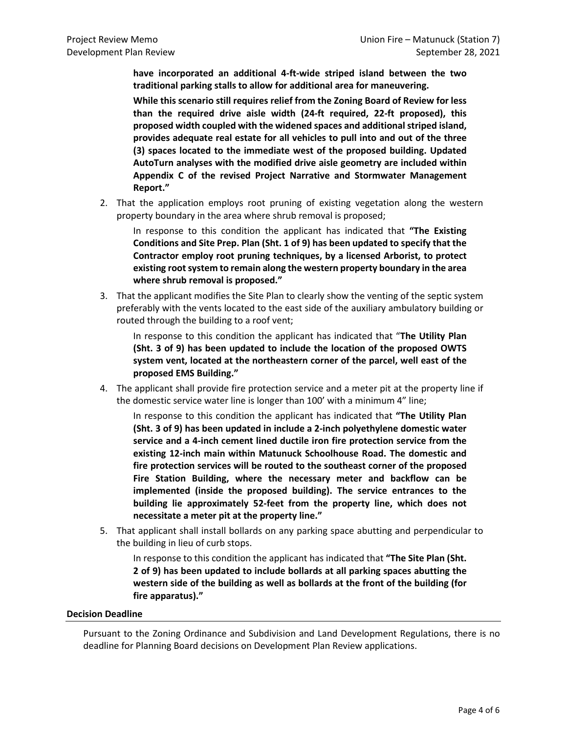**have incorporated an additional 4-ft-wide striped island between the two traditional parking stalls to allow for additional area for maneuvering.**

**While this scenario still requires relief from the Zoning Board of Review for less than the required drive aisle width (24-ft required, 22-ft proposed), this proposed width coupled with the widened spaces and additional striped island, provides adequate real estate for all vehicles to pull into and out of the three (3) spaces located to the immediate west of the proposed building. Updated AutoTurn analyses with the modified drive aisle geometry are included within Appendix C of the revised Project Narrative and Stormwater Management Report."**

2. That the application employs root pruning of existing vegetation along the western property boundary in the area where shrub removal is proposed;

   In response to this condition the applicant has indicated that **"The Existing Conditions and Site Prep. Plan (Sht. 1 of 9) has been updated to specify that the Contractor employ root pruning techniques, by a licensed Arborist, to protect existing root system to remain along the western property boundary in the area where shrub removal is proposed."**

3. That the applicant modifies the Site Plan to clearly show the venting of the septic system preferably with the vents located to the east side of the auxiliary ambulatory building or routed through the building to a roof vent;

   In response to this condition the applicant has indicated that "**The Utility Plan (Sht. 3 of 9) has been updated to include the location of the proposed OWTS system vent, located at the northeastern corner of the parcel, well east of the proposed EMS Building."**

4. The applicant shall provide fire protection service and a meter pit at the property line if the domestic service water line is longer than 100' with a minimum 4" line;

   In response to this condition the applicant has indicated that **"The Utility Plan (Sht. 3 of 9) has been updated in include a 2-inch polyethylene domestic water service and a 4-inch cement lined ductile iron fire protection service from the existing 12-inch main within Matunuck Schoolhouse Road. The domestic and fire protection services will be routed to the southeast corner of the proposed Fire Station Building, where the necessary meter and backflow can be implemented (inside the proposed building). The service entrances to the building lie approximately 52-feet from the property line, which does not necessitate a meter pit at the property line."**

5. That applicant shall install bollards on any parking space abutting and perpendicular to the building in lieu of curb stops.

   In response to this condition the applicant has indicated that **"The Site Plan (Sht. 2 of 9) has been updated to include bollards at all parking spaces abutting the western side of the building as well as bollards at the front of the building (for fire apparatus)."**

### Decision Deadline

Pursuant to the Zoning Ordinance and Subdivision and Land Development Regulations, there is no deadline for Planning Board decisions on Development Plan Review applications.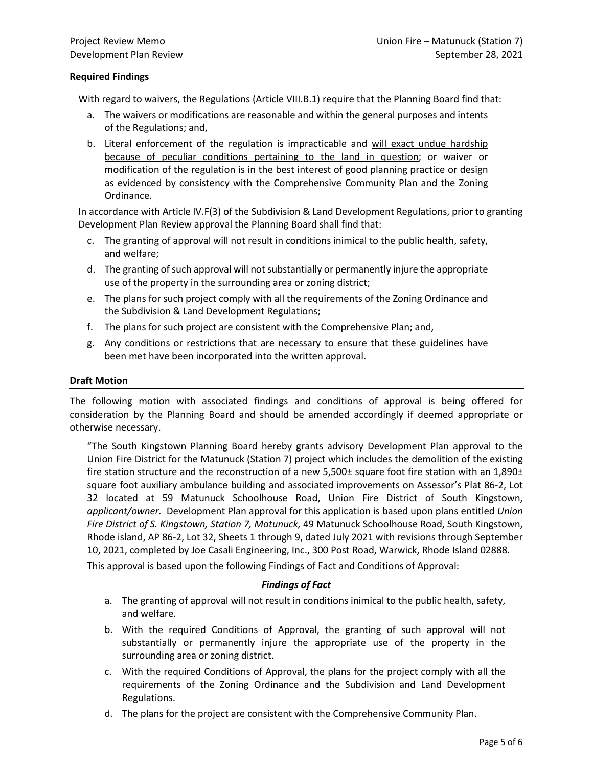**Required Findings**

With regard to waivers, the Regulations (Article VIII.B.1) require that the Planning Board find that:

a. The waivers or modifications are reasonable and within the general purposes and intents of the Regulations; and,
b. Literal enforcement of the regulation is impracticable and will exact undue hardship because of peculiar conditions pertaining to the land in question; or waiver or modification of the regulation is in the best interest of good planning practice or design as evidenced by consistency with the Comprehensive Community Plan and the Zoning Ordinance.

In accordance with Article IV.F(3) of the Subdivision & Land Development Regulations, prior to granting Development Plan Review approval the Planning Board shall find that:

c. The granting of approval will not result in conditions inimical to the public health, safety, and welfare;
d. The granting of such approval will not substantially or permanently injure the appropriate use of the property in the surrounding area or zoning district;
e. The plans for such project comply with all the requirements of the Zoning Ordinance and the Subdivision & Land Development Regulations;
f. The plans for such project are consistent with the Comprehensive Plan; and,
g. Any conditions or restrictions that are necessary to ensure that these guidelines have been met have been incorporated into the written approval.

**Draft Motion**

The following motion with associated findings and conditions of approval is being offered for consideration by the Planning Board and should be amended accordingly if deemed appropriate or otherwise necessary.

"The South Kingstown Planning Board hereby grants advisory Development Plan approval to the Union Fire District for the Matunuck (Station 7) project which includes the demolition of the existing fire station structure and the reconstruction of a new 5,500± square foot fire station with an 1,890± square foot auxiliary ambulance building and associated improvements on Assessor's Plat 86-2, Lot 32 located at 59 Matunuck Schoolhouse Road, Union Fire District of South Kingstown, *applicant/owner.* Development Plan approval for this application is based upon plans entitled *Union Fire District of S. Kingstown, Station 7, Matunuck,* 49 Matunuck Schoolhouse Road, South Kingstown, Rhode island, AP 86-2, Lot 32, Sheets 1 through 9, dated July 2021 with revisions through September 10, 2021, completed by Joe Casali Engineering, Inc., 300 Post Road, Warwick, Rhode Island 02888.

This approval is based upon the following Findings of Fact and Conditions of Approval:

***Findings of Fact***

a. The granting of approval will not result in conditions inimical to the public health, safety, and welfare.
b. With the required Conditions of Approval, the granting of such approval will not substantially or permanently injure the appropriate use of the property in the surrounding area or zoning district.
c. With the required Conditions of Approval, the plans for the project comply with all the requirements of the Zoning Ordinance and the Subdivision and Land Development Regulations.
d. The plans for the project are consistent with the Comprehensive Community Plan.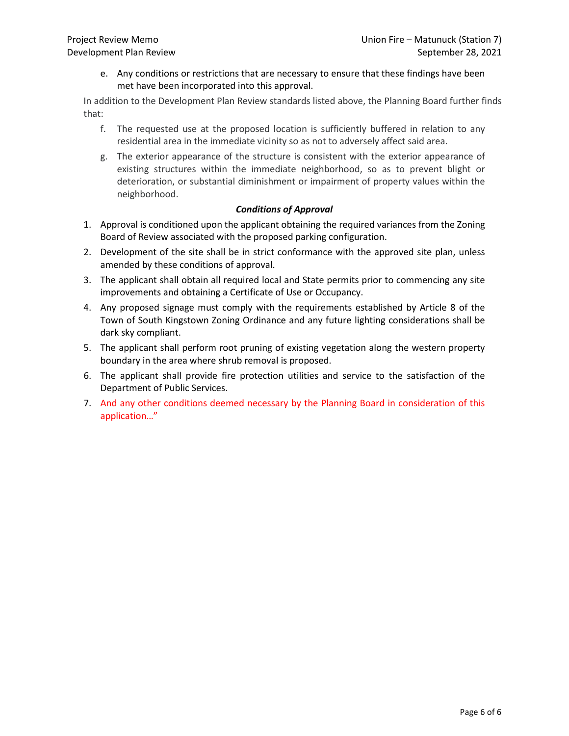e. Any conditions or restrictions that are necessary to ensure that these findings have been met have been incorporated into this approval.

In addition to the Development Plan Review standards listed above, the Planning Board further finds that:

f. The requested use at the proposed location is sufficiently buffered in relation to any residential area in the immediate vicinity so as not to adversely affect said area.

g. The exterior appearance of the structure is consistent with the exterior appearance of existing structures within the immediate neighborhood, so as to prevent blight or deterioration, or substantial diminishment or impairment of property values within the neighborhood.

***Conditions of Approval***

1. Approval is conditioned upon the applicant obtaining the required variances from the Zoning Board of Review associated with the proposed parking configuration.
2. Development of the site shall be in strict conformance with the approved site plan, unless amended by these conditions of approval.
3. The applicant shall obtain all required local and State permits prior to commencing any site improvements and obtaining a Certificate of Use or Occupancy.
4. Any proposed signage must comply with the requirements established by Article 8 of the Town of South Kingstown Zoning Ordinance and any future lighting considerations shall be dark sky compliant.
5. The applicant shall perform root pruning of existing vegetation along the western property boundary in the area where shrub removal is proposed.
6. The applicant shall provide fire protection utilities and service to the satisfaction of the Department of Public Services.
7. And any other conditions deemed necessary by the Planning Board in consideration of this application…”